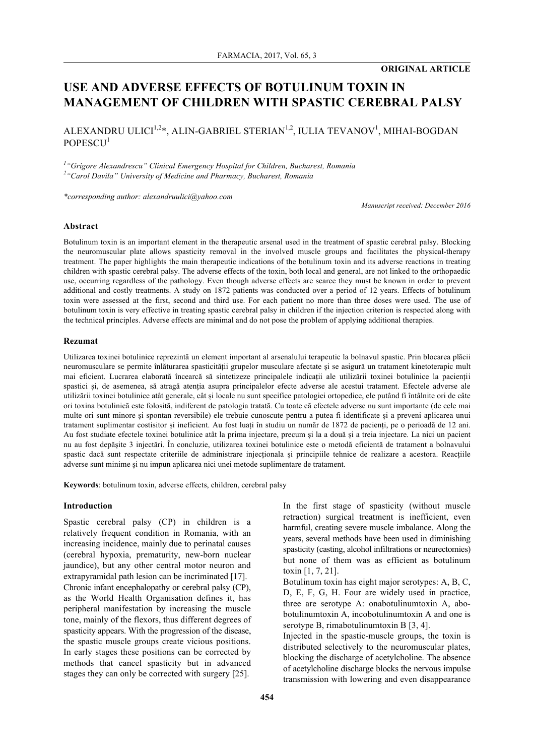ORIGINAL ARTICLE

# USE AND ADVERSE EFFECTS OF BOTULINUM TOXIN IN MANAGEMENT OF CHILDREN WITH SPASTIC CEREBRAL PALSY

ALEXANDRU ULICI[1,2]*, ALIN-GABRIEL STERIAN[1,2], IULIA TEVANOV[1], MIHAI-BOGDAN POPESCU[1]

*[1]"Grigore Alexandrescu" Clinical Emergency Hospital for Children, Bucharest, Romania*
*[2]"Carol Davila" University of Medicine and Pharmacy, Bucharest, Romania*

*\*corresponding author: alexandruulici@yahoo.com*

*Manuscript received: December 2016*

## Abstract

Botulinum toxin is an important element in the therapeutic arsenal used in the treatment of spastic cerebral palsy. Blocking the neuromuscular plate allows spasticity removal in the involved muscle groups and facilitates the physical-therapy treatment. The paper highlights the main therapeutic indications of the botulinum toxin and its adverse reactions in treating children with spastic cerebral palsy. The adverse effects of the toxin, both local and general, are not linked to the orthopaedic use, occurring regardless of the pathology. Even though adverse effects are scarce they must be known in order to prevent additional and costly treatments. A study on 1872 patients was conducted over a period of 12 years. Effects of botulinum toxin were assessed at the first, second and third use. For each patient no more than three doses were used. The use of botulinum toxin is very effective in treating spastic cerebral palsy in children if the injection criterion is respected along with the technical principles. Adverse effects are minimal and do not pose the problem of applying additional therapies.

## Rezumat

Utilizarea toxinei botulinice reprezintă un element important al arsenalului terapeutic la bolnavul spastic. Prin blocarea plăcii neuromusculare se permite înlăturarea spasticității grupelor musculare afectate și se asigură un tratament kinetoterapic mult mai eficient. Lucrarea elaborată încearcă să sintetizeze principalele indicații ale utilizării toxinei botulinice la pacienții spastici și, de asemenea, să atragă atenția asupra principalelor efecte adverse ale acestui tratament. Efectele adverse ale utilizării toxinei botulinice atât generale, cât și locale nu sunt specifice patologiei ortopedice, ele putând fi întâlnite ori de câte ori toxina botulinică este folosită, indiferent de patologia tratată. Cu toate că efectele adverse nu sunt importante (de cele mai multe ori sunt minore și spontan reversibile) ele trebuie cunoscute pentru a putea fi identificate și a preveni aplicarea unui tratament suplimentar costisitor și ineficient. Au fost luați în studiu un număr de 1872 de pacienți, pe o perioadă de 12 ani. Au fost studiate efectele toxinei botulinice atât la prima injectare, precum și la a doua și a treia injectare. La nici un pacient nu au fost depășite 3 injectări. În concluzie, utilizarea toxinei botulinice este o metodă eficientă de tratament a bolnavului spastic dacă sunt respectate criteriile de administrare injecționala și principiile tehnice de realizare a acestora. Reacțiile adverse sunt minime și nu impun aplicarea nici unei metode suplimentare de tratament.

**Keywords**: botulinum toxin, adverse effects, children, cerebral palsy

## Introduction

Spastic cerebral palsy (CP) in children is a relatively frequent condition in Romania, with an increasing incidence, mainly due to perinatal causes (cerebral hypoxia, prematurity, new-born nuclear jaundice), but any other central motor neuron and extrapyramidal path lesion can be incriminated [17].

Chronic infant encephalopathy or cerebral palsy (CP), as the World Health Organisation defines it, has peripheral manifestation by increasing the muscle tone, mainly of the flexors, thus different degrees of spasticity appears. With the progression of the disease, the spastic muscle groups create vicious positions. In early stages these positions can be corrected by methods that cancel spasticity but in advanced stages they can only be corrected with surgery [25].

In the first stage of spasticity (without muscle retraction) surgical treatment is inefficient, even harmful, creating severe muscle imbalance. Along the years, several methods have been used in diminishing spasticity (casting, alcohol infiltrations or neurectomies) but none of them was as efficient as botulinum toxin [1, 7, 21].

Botulinum toxin has eight major serotypes: A, B, C, D, E, F, G, H. Four are widely used in practice, three are serotype A: onabotulinumtoxin A, abobotulinumtoxin A, incobotulinumtoxin A and one is serotype B, rimabotulinumtoxin B [3, 4].

Injected in the spastic-muscle groups, the toxin is distributed selectively to the neuromuscular plates, blocking the discharge of acetylcholine. The absence of acetylcholine discharge blocks the nervous impulse transmission with lowering and even disappearance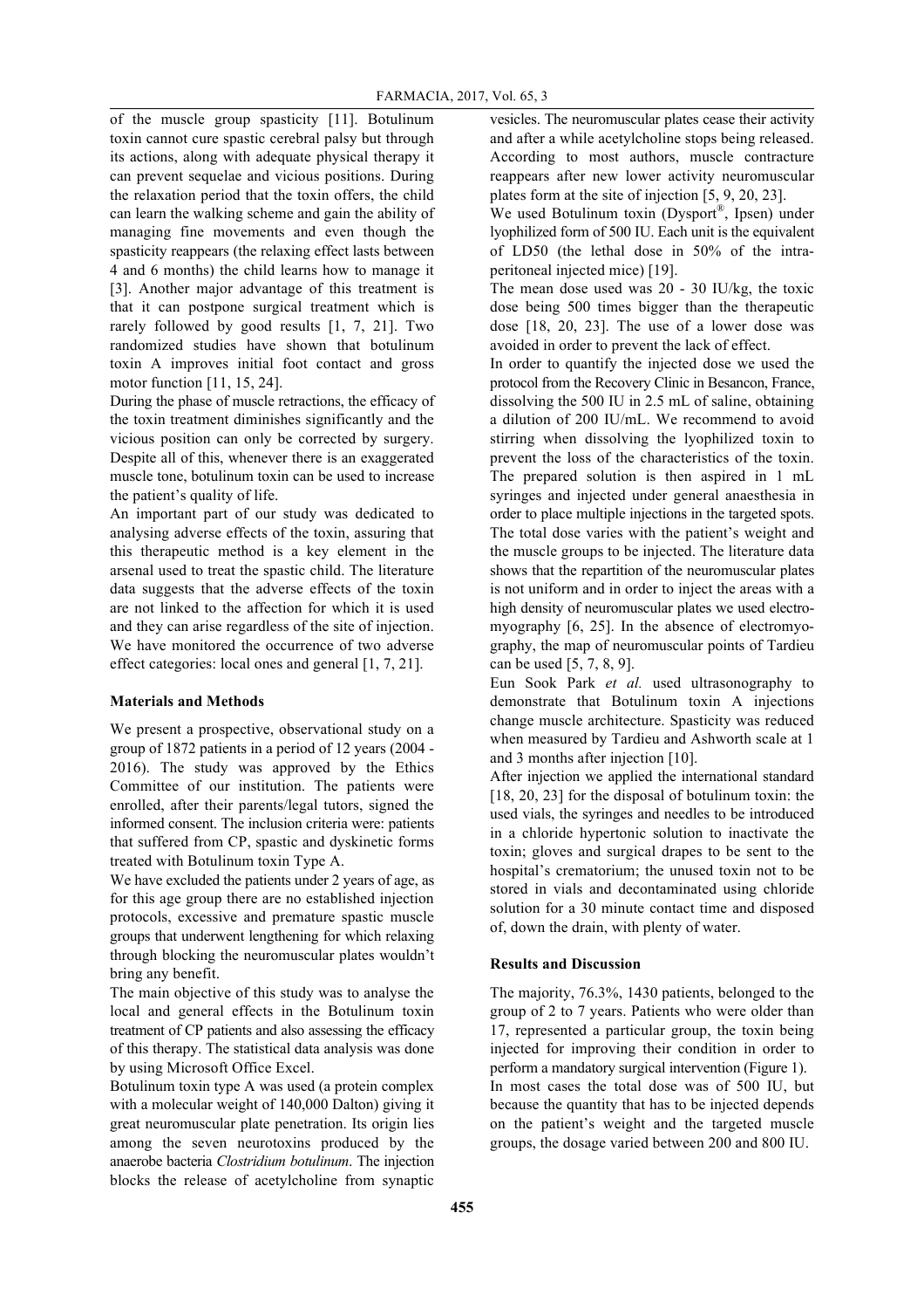of the muscle group spasticity [11]. Botulinum toxin cannot cure spastic cerebral palsy but through its actions, along with adequate physical therapy it can prevent sequelae and vicious positions. During the relaxation period that the toxin offers, the child can learn the walking scheme and gain the ability of managing fine movements and even though the spasticity reappears (the relaxing effect lasts between 4 and 6 months) the child learns how to manage it [3]. Another major advantage of this treatment is that it can postpone surgical treatment which is rarely followed by good results [1, 7, 21]. Two randomized studies have shown that botulinum toxin A improves initial foot contact and gross motor function [11, 15, 24].

During the phase of muscle retractions, the efficacy of the toxin treatment diminishes significantly and the vicious position can only be corrected by surgery. Despite all of this, whenever there is an exaggerated muscle tone, botulinum toxin can be used to increase the patient's quality of life.

An important part of our study was dedicated to analysing adverse effects of the toxin, assuring that this therapeutic method is a key element in the arsenal used to treat the spastic child. The literature data suggests that the adverse effects of the toxin are not linked to the affection for which it is used and they can arise regardless of the site of injection. We have monitored the occurrence of two adverse effect categories: local ones and general [1, 7, 21].

## Materials and Methods

We present a prospective, observational study on a group of 1872 patients in a period of 12 years (2004 - 2016). The study was approved by the Ethics Committee of our institution. The patients were enrolled, after their parents/legal tutors, signed the informed consent. The inclusion criteria were: patients that suffered from CP, spastic and dyskinetic forms treated with Botulinum toxin Type A.

We have excluded the patients under 2 years of age, as for this age group there are no established injection protocols, excessive and premature spastic muscle groups that underwent lengthening for which relaxing through blocking the neuromuscular plates wouldn't bring any benefit.

The main objective of this study was to analyse the local and general effects in the Botulinum toxin treatment of CP patients and also assessing the efficacy of this therapy. The statistical data analysis was done by using Microsoft Office Excel.

Botulinum toxin type A was used (a protein complex with a molecular weight of 140,000 Dalton) giving it great neuromuscular plate penetration. Its origin lies among the seven neurotoxins produced by the anaerobe bacteria *Clostridium botulinum*. The injection blocks the release of acetylcholine from synaptic vesicles. The neuromuscular plates cease their activity and after a while acetylcholine stops being released. According to most authors, muscle contracture reappears after new lower activity neuromuscular plates form at the site of injection [5, 9, 20, 23].

We used Botulinum toxin (Dysport®, Ipsen) under lyophilized form of 500 IU. Each unit is the equivalent of LD50 (the lethal dose in 50% of the intra-peritoneal injected mice) [19].

The mean dose used was 20 - 30 IU/kg, the toxic dose being 500 times bigger than the therapeutic dose [18, 20, 23]. The use of a lower dose was avoided in order to prevent the lack of effect.

In order to quantify the injected dose we used the protocol from the Recovery Clinic in Besancon, France, dissolving the 500 IU in 2.5 mL of saline, obtaining a dilution of 200 IU/mL. We recommend to avoid stirring when dissolving the lyophilized toxin to prevent the loss of the characteristics of the toxin. The prepared solution is then aspired in 1 mL syringes and injected under general anaesthesia in order to place multiple injections in the targeted spots. The total dose varies with the patient's weight and the muscle groups to be injected. The literature data shows that the repartition of the neuromuscular plates is not uniform and in order to inject the areas with a high density of neuromuscular plates we used electro-myography [6, 25]. In the absence of electromyography, the map of neuromuscular points of Tardieu can be used [5, 7, 8, 9].

Eun Sook Park *et al.* used ultrasonography to demonstrate that Botulinum toxin A injections change muscle architecture. Spasticity was reduced when measured by Tardieu and Ashworth scale at 1 and 3 months after injection [10].

After injection we applied the international standard [18, 20, 23] for the disposal of botulinum toxin: the used vials, the syringes and needles to be introduced in a chloride hypertonic solution to inactivate the toxin; gloves and surgical drapes to be sent to the hospital's crematorium; the unused toxin not to be stored in vials and decontaminated using chloride solution for a 30 minute contact time and disposed of, down the drain, with plenty of water.

## Results and Discussion

The majority, 76.3%, 1430 patients, belonged to the group of 2 to 7 years. Patients who were older than 17, represented a particular group, the toxin being injected for improving their condition in order to perform a mandatory surgical intervention (Figure 1).

In most cases the total dose was of 500 IU, but because the quantity that has to be injected depends on the patient's weight and the targeted muscle groups, the dosage varied between 200 and 800 IU.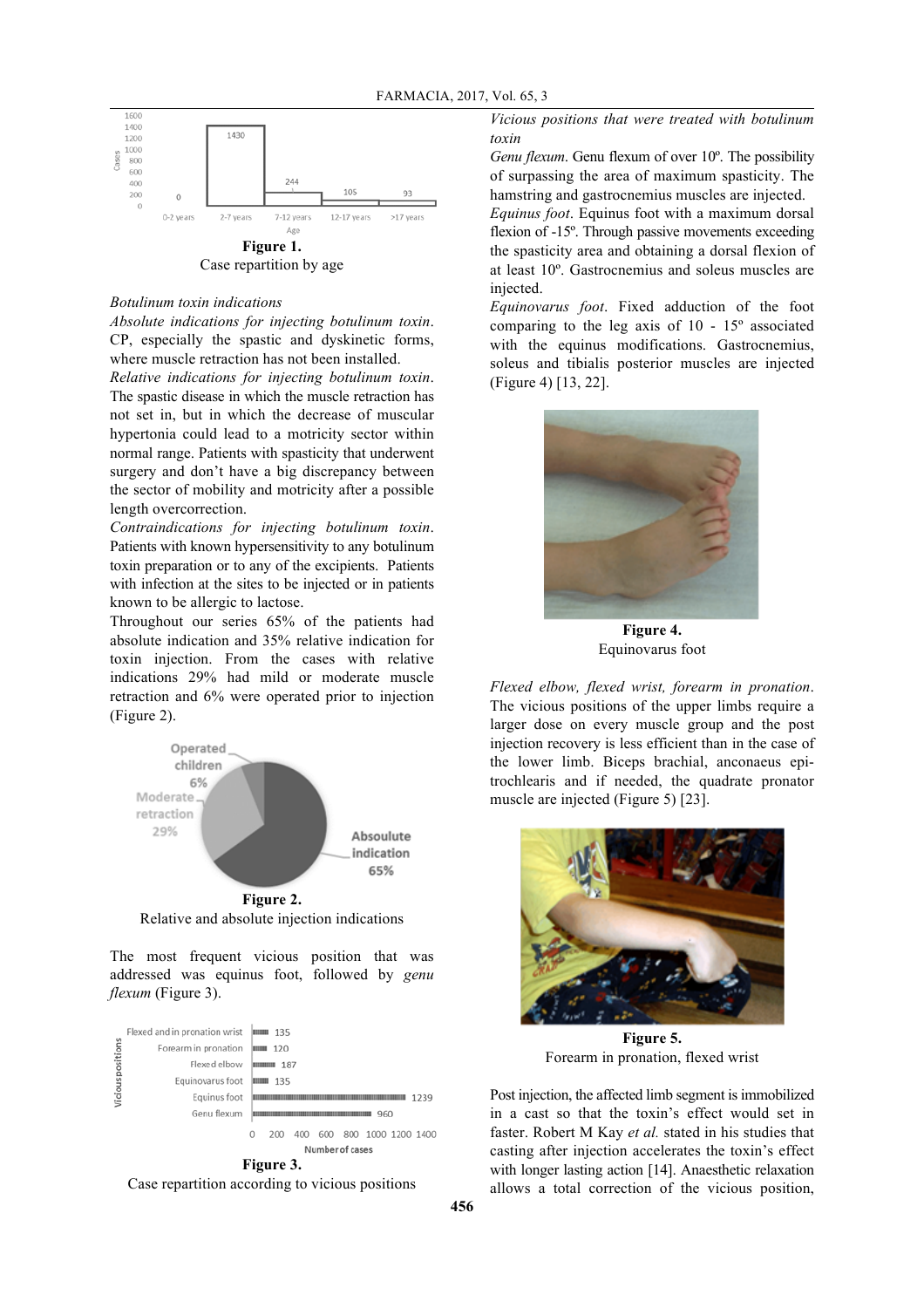**Figure 1.**
Case repartition by age

*Botulinum toxin indications*

*Absolute indications for injecting botulinum toxin*. CP, especially the spastic and dyskinetic forms, where muscle retraction has not been installed.

*Relative indications for injecting botulinum toxin*. The spastic disease in which the muscle retraction has not set in, but in which the decrease of muscular hypertonia could lead to a motricity sector within normal range. Patients with spasticity that underwent surgery and don't have a big discrepancy between the sector of mobility and motricity after a possible length overcorrection.

*Contraindications for injecting botulinum toxin*. Patients with known hypersensitivity to any botulinum toxin preparation or to any of the excipients. Patients with infection at the sites to be injected or in patients known to be allergic to lactose.

Throughout our series 65% of the patients had absolute indication and 35% relative indication for toxin injection. From the cases with relative indications 29% had mild or moderate muscle retraction and 6% were operated prior to injection (Figure 2).

**Figure 2.**
Relative and absolute injection indications

The most frequent vicious position that was addressed was equinus foot, followed by *genu flexum* (Figure 3).

**Figure 3.**
Case repartition according to vicious positions

*Vicious positions that were treated with botulinum toxin*

*Genu flexum*. Genu flexum of over 10º. The possibility of surpassing the area of maximum spasticity. The hamstring and gastrocnemius muscles are injected.

*Equinus foot*. Equinus foot with a maximum dorsal flexion of -15º. Through passive movements exceeding the spasticity area and obtaining a dorsal flexion of at least 10º. Gastrocnemius and soleus muscles are injected.

*Equinovarus foot*. Fixed adduction of the foot comparing to the leg axis of 10 - 15º associated with the equinus modifications. Gastrocnemius, soleus and tibialis posterior muscles are injected (Figure 4) [13, 22].

**Figure 4.**
Equinovarus foot

*Flexed elbow, flexed wrist, forearm in pronation*. The vicious positions of the upper limbs require a larger dose on every muscle group and the post injection recovery is less efficient than in the case of the lower limb. Biceps brachial, anconaeus epi-trochlearis and if needed, the quadrate pronator muscle are injected (Figure 5) [23].

**Figure 5.**
Forearm in pronation, flexed wrist

Post injection, the affected limb segment is immobilized in a cast so that the toxin's effect would set in faster. Robert M Kay *et al.* stated in his studies that casting after injection accelerates the toxin's effect with longer lasting action [14]. Anaesthetic relaxation allows a total correction of the vicious position,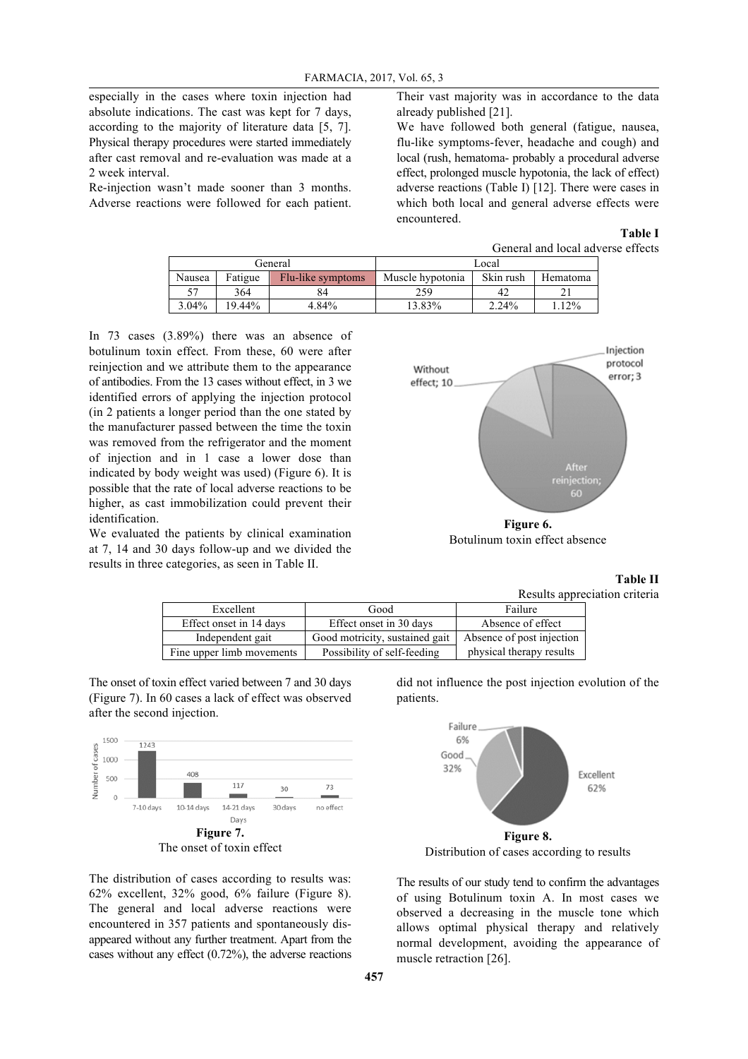especially in the cases where toxin injection had absolute indications. The cast was kept for 7 days, according to the majority of literature data [5, 7]. Physical therapy procedures were started immediately after cast removal and re-evaluation was made at a 2 week interval.

Re-injection wasn't made sooner than 3 months. Adverse reactions were followed for each patient. Their vast majority was in accordance to the data already published [21].

We have followed both general (fatigue, nausea, flu-like symptoms-fever, headache and cough) and local (rush, hematoma- probably a procedural adverse effect, prolonged muscle hypotonia, the lack of effect) adverse reactions (Table I) [12]. There were cases in which both local and general adverse effects were encountered.

**Table I**

General and local adverse effects

| General | | | Local | | |
|---|---|---|---|---|---|
| Nausea | Fatigue | Flu-like symptoms | Muscle hypotonia | Skin rush | Hematoma |
| 57 | 364 | 84 | 259 | 42 | 21 |
| 3.04% | 19.44% | 4.84% | 13.83% | 2.24% | 1.12% |

In 73 cases (3.89%) there was an absence of botulinum toxin effect. From these, 60 were after reinjection and we attribute them to the appearance of antibodies. From the 13 cases without effect, in 3 we identified errors of applying the injection protocol (in 2 patients a longer period than the one stated by the manufacturer passed between the time the toxin was removed from the refrigerator and the moment of injection and in 1 case a lower dose than indicated by body weight was used) (Figure 6). It is possible that the rate of local adverse reactions to be higher, as cast immobilization could prevent their identification.

**Figure 6.**

Botulinum toxin effect absence

We evaluated the patients by clinical examination at 7, 14 and 30 days follow-up and we divided the results in three categories, as seen in Table II.

**Table II**

Results appreciation criteria

| Excellent | Good | Failure |
|---|---|---|
| Effect onset in 14 days | Effect onset in 30 days | Absence of effect |
| Independent gait | Good motricity, sustained gait | Absence of post injection physical therapy results |
| Fine upper limb movements | Possibility of self-feeding | |

The onset of toxin effect varied between 7 and 30 days (Figure 7). In 60 cases a lack of effect was observed after the second injection.

**Figure 7.**

The onset of toxin effect

The distribution of cases according to results was: 62% excellent, 32% good, 6% failure (Figure 8). The general and local adverse reactions were encountered in 357 patients and spontaneously disappeared without any further treatment. Apart from the cases without any effect (0.72%), the adverse reactions did not influence the post injection evolution of the patients.

**Figure 8.**

Distribution of cases according to results

The results of our study tend to confirm the advantages of using Botulinum toxin A. In most cases we observed a decreasing in the muscle tone which allows optimal physical therapy and relatively normal development, avoiding the appearance of muscle retraction [26].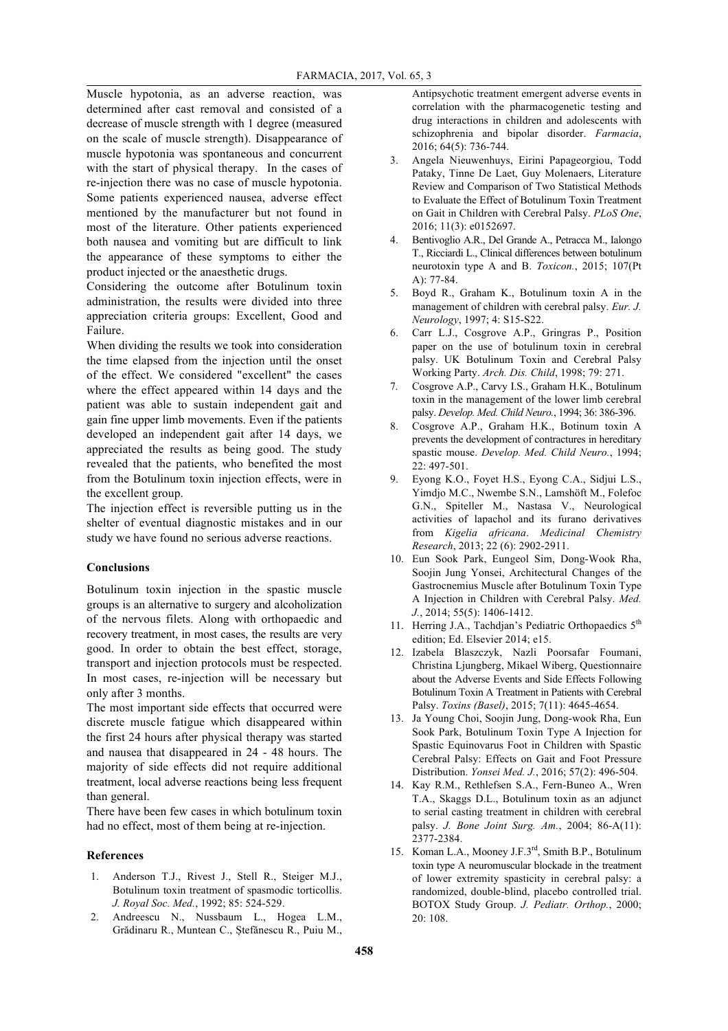Muscle hypotonia, as an adverse reaction, was determined after cast removal and consisted of a decrease of muscle strength with 1 degree (measured on the scale of muscle strength). Disappearance of muscle hypotonia was spontaneous and concurrent with the start of physical therapy. In the cases of re-injection there was no case of muscle hypotonia. Some patients experienced nausea, adverse effect mentioned by the manufacturer but not found in most of the literature. Other patients experienced both nausea and vomiting but are difficult to link the appearance of these symptoms to either the product injected or the anaesthetic drugs.

Considering the outcome after Botulinum toxin administration, the results were divided into three appreciation criteria groups: Excellent, Good and Failure.

When dividing the results we took into consideration the time elapsed from the injection until the onset of the effect. We considered "excellent" the cases where the effect appeared within 14 days and the patient was able to sustain independent gait and gain fine upper limb movements. Even if the patients developed an independent gait after 14 days, we appreciated the results as being good. The study revealed that the patients, who benefited the most from the Botulinum toxin injection effects, were in the excellent group.

The injection effect is reversible putting us in the shelter of eventual diagnostic mistakes and in our study we have found no serious adverse reactions.

## Conclusions

Botulinum toxin injection in the spastic muscle groups is an alternative to surgery and alcoholization of the nervous filets. Along with orthopaedic and recovery treatment, in most cases, the results are very good. In order to obtain the best effect, storage, transport and injection protocols must be respected. In most cases, re-injection will be necessary but only after 3 months.

The most important side effects that occurred were discrete muscle fatigue which disappeared within the first 24 hours after physical therapy was started and nausea that disappeared in 24 - 48 hours. The majority of side effects did not require additional treatment, local adverse reactions being less frequent than general.

There have been few cases in which botulinum toxin had no effect, most of them being at re-injection.

## References

1. Anderson T.J., Rivest J., Stell R., Steiger M.J., Botulinum toxin treatment of spasmodic torticollis. *J. Royal Soc. Med.*, 1992; 85: 524-529.
2. Andreescu N., Nussbaum L., Hogea L.M., Grădinaru R., Muntean C., Ștefănescu R., Puiu M., Antipsychotic treatment emergent adverse events in correlation with the pharmacogenetic testing and drug interactions in children and adolescents with schizophrenia and bipolar disorder. *Farmacia*, 2016; 64(5): 736-744.
3. Angela Nieuwenhuys, Eirini Papageorgiou, Todd Pataky, Tinne De Laet, Guy Molenaers, Literature Review and Comparison of Two Statistical Methods to Evaluate the Effect of Botulinum Toxin Treatment on Gait in Children with Cerebral Palsy. *PLoS One*, 2016; 11(3): e0152697.
4. Bentivoglio A.R., Del Grande A., Petracca M., Ialongo T., Ricciardi L., Clinical differences between botulinum neurotoxin type A and B. *Toxicon.*, 2015; 107(Pt A): 77-84.
5. Boyd R., Graham K., Botulinum toxin A in the management of children with cerebral palsy. *Eur. J. Neurology*, 1997; 4: S15-S22.
6. Carr L.J., Cosgrove A.P., Gringras P., Position paper on the use of botulinum toxin in cerebral palsy. UK Botulinum Toxin and Cerebral Palsy Working Party. *Arch. Dis. Child*, 1998; 79: 271.
7. Cosgrove A.P., Carvy I.S., Graham H.K., Botulinum toxin in the management of the lower limb cerebral palsy. *Develop. Med. Child Neuro.*, 1994; 36: 386-396.
8. Cosgrove A.P., Graham H.K., Botinum toxin A prevents the development of contractures in hereditary spastic mouse. *Develop. Med. Child Neuro.*, 1994; 22: 497-501.
9. Eyong K.O., Foyet H.S., Eyong C.A., Sidjui L.S., Yimdjo M.C., Nwembe S.N., Lamshöft M., Folefoc G.N., Spiteller M., Nastasa V., Neurological activities of lapachol and its furano derivatives from *Kigelia africana*. *Medicinal Chemistry Research*, 2013; 22 (6): 2902-2911.
10. Eun Sook Park, Eungeol Sim, Dong-Wook Rha, Soojin Jung Yonsei, Architectural Changes of the Gastrocnemius Muscle after Botulinum Toxin Type A Injection in Children with Cerebral Palsy. *Med. J.*, 2014; 55(5): 1406-1412.
11. Herring J.A., Tachdjan's Pediatric Orthopaedics 5th edition; Ed. Elsevier 2014; e15.
12. Izabela Blaszczyk, Nazli Poorsafar Foumani, Christina Ljungberg, Mikael Wiberg, Questionnaire about the Adverse Events and Side Effects Following Botulinum Toxin A Treatment in Patients with Cerebral Palsy. *Toxins (Basel)*, 2015; 7(11): 4645-4654.
13. Ja Young Choi, Soojin Jung, Dong-wook Rha, Eun Sook Park, Botulinum Toxin Type A Injection for Spastic Equinovarus Foot in Children with Spastic Cerebral Palsy: Effects on Gait and Foot Pressure Distribution. *Yonsei Med. J.*, 2016; 57(2): 496-504.
14. Kay R.M., Rethlefsen S.A., Fern-Buneo A., Wren T.A., Skaggs D.L., Botulinum toxin as an adjunct to serial casting treatment in children with cerebral palsy. *J. Bone Joint Surg. Am.*, 2004; 86-A(11): 2377-2384.
15. Koman L.A., Mooney J.F.3rd, Smith B.P., Botulinum toxin type A neuromuscular blockade in the treatment of lower extremity spasticity in cerebral palsy: a randomized, double-blind, placebo controlled trial. BOTOX Study Group. *J. Pediatr. Orthop.*, 2000; 20: 108.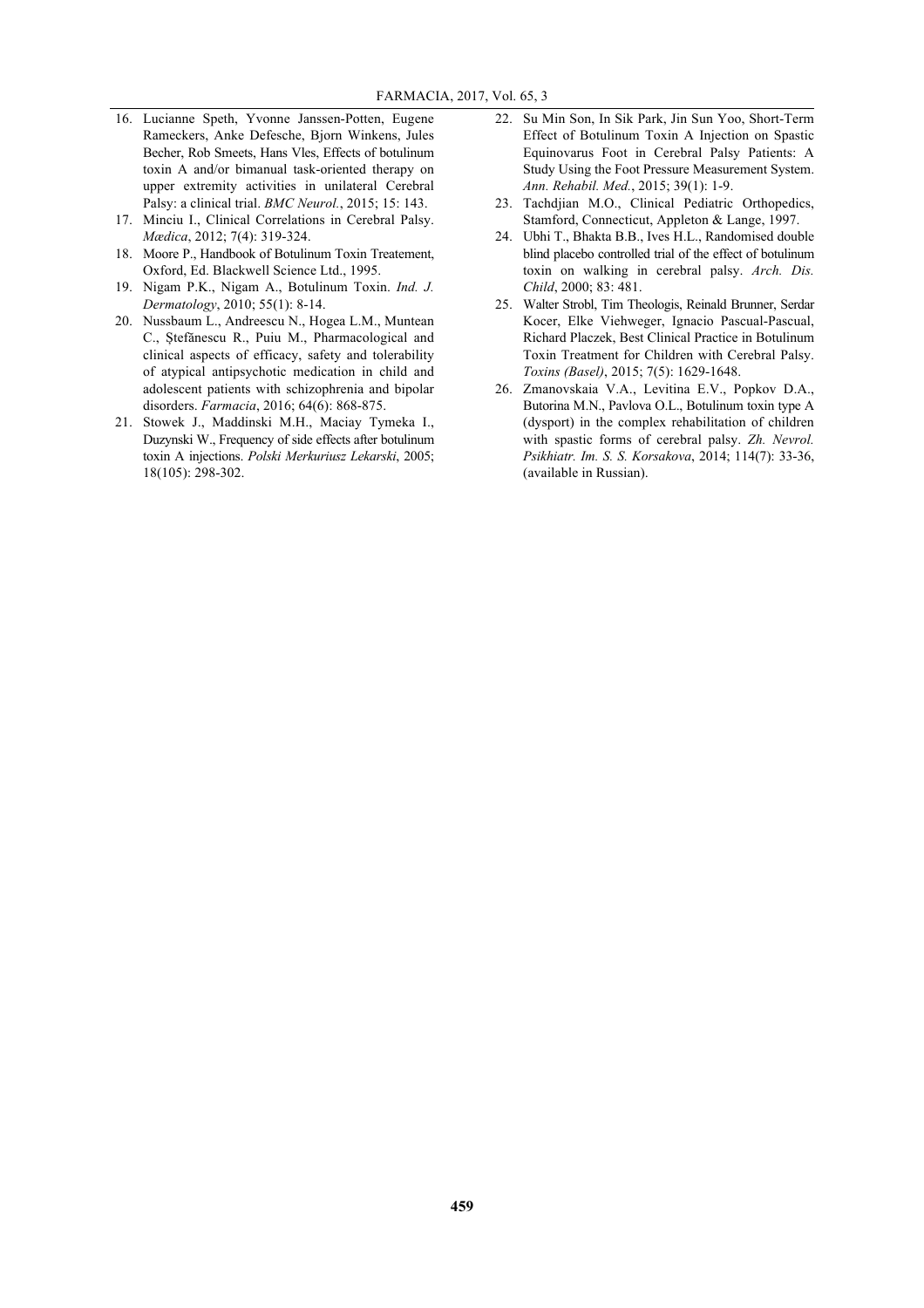16. Lucianne Speth, Yvonne Janssen-Potten, Eugene Rameckers, Anke Defesche, Bjorn Winkens, Jules Becher, Rob Smeets, Hans Vles, Effects of botulinum toxin A and/or bimanual task-oriented therapy on upper extremity activities in unilateral Cerebral Palsy: a clinical trial. *BMC Neurol.*, 2015; 15: 143.
17. Minciu I., Clinical Correlations in Cerebral Palsy. *Mædica*, 2012; 7(4): 319-324.
18. Moore P., Handbook of Botulinum Toxin Treatement, Oxford, Ed. Blackwell Science Ltd., 1995.
19. Nigam P.K., Nigam A., Botulinum Toxin. *Ind. J. Dermatology*, 2010; 55(1): 8-14.
20. Nussbaum L., Andreescu N., Hogea L.M., Muntean C., Ștefănescu R., Puiu M., Pharmacological and clinical aspects of efficacy, safety and tolerability of atypical antipsychotic medication in child and adolescent patients with schizophrenia and bipolar disorders. *Farmacia*, 2016; 64(6): 868-875.
21. Stowek J., Maddinski M.H., Maciay Tymeka I., Duzynski W., Frequency of side effects after botulinum toxin A injections. *Polski Merkuriusz Lekarski*, 2005; 18(105): 298-302.
22. Su Min Son, In Sik Park, Jin Sun Yoo, Short-Term Effect of Botulinum Toxin A Injection on Spastic Equinovarus Foot in Cerebral Palsy Patients: A Study Using the Foot Pressure Measurement System. *Ann. Rehabil. Med.*, 2015; 39(1): 1-9.
23. Tachdjian M.O., Clinical Pediatric Orthopedics, Stamford, Connecticut, Appleton & Lange, 1997.
24. Ubhi T., Bhakta B.B., Ives H.L., Randomised double blind placebo controlled trial of the effect of botulinum toxin on walking in cerebral palsy. *Arch. Dis. Child*, 2000; 83: 481.
25. Walter Strobl, Tim Theologis, Reinald Brunner, Serdar Kocer, Elke Viehweger, Ignacio Pascual-Pascual, Richard Placzek, Best Clinical Practice in Botulinum Toxin Treatment for Children with Cerebral Palsy. *Toxins (Basel)*, 2015; 7(5): 1629-1648.
26. Zmanovskaia V.A., Levitina E.V., Popkov D.A., Butorina M.N., Pavlova O.L., Botulinum toxin type A (dysport) in the complex rehabilitation of children with spastic forms of cerebral palsy. *Zh. Nevrol. Psikhiatr. Im. S. S. Korsakova*, 2014; 114(7): 33-36, (available in Russian).